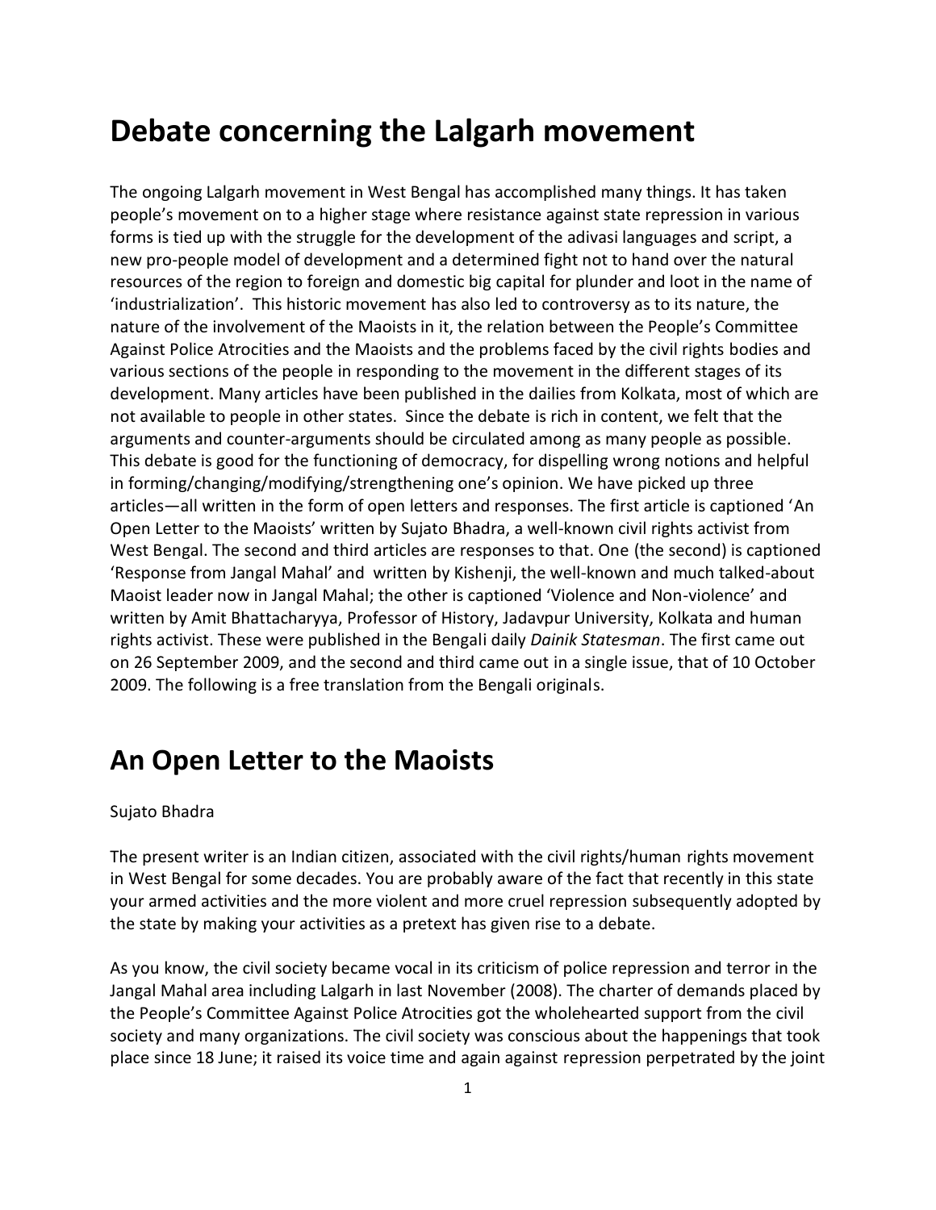# Debate concerning the Lalgarh movement

The ongoing Lalgarh movement in West Bengal has accomplished many things. It has taken people's movement on to a higher stage where resistance against state repression in various forms is tied up with the struggle for the development of the adivasi languages and script, a new pro-people model of development and a determined fight not to hand over the natural resources of the region to foreign and domestic big capital for plunder and loot in the name of 'industrialization'. This historic movement has also led to controversy as to its nature, the nature of the involvement of the Maoists in it, the relation between the People's Committee Against Police Atrocities and the Maoists and the problems faced by the civil rights bodies and various sections of the people in responding to the movement in the different stages of its development. Many articles have been published in the dailies from Kolkata, most of which are not available to people in other states. Since the debate is rich in content, we felt that the arguments and counter-arguments should be circulated among as many people as possible. This debate is good for the functioning of democracy, for dispelling wrong notions and helpful in forming/changing/modifying/strengthening one's opinion. We have picked up three articles—all written in the form of open letters and responses. The first article is captioned 'An Open Letter to the Maoists' written by Sujato Bhadra, a well-known civil rights activist from West Bengal. The second and third articles are responses to that. One (the second) is captioned 'Response from Jangal Mahal' and written by Kishenji, the well-known and much talked-about Maoist leader now in Jangal Mahal; the other is captioned 'Violence and Non-violence' and written by Amit Bhattacharyya, Professor of History, Jadavpur University, Kolkata and human rights activist. These were published in the Bengali daily *Dainik Statesman*. The first came out on 26 September 2009, and the second and third came out in a single issue, that of 10 October 2009. The following is a free translation from the Bengali originals.

# An Open Letter to the Maoists

Sujato Bhadra

The present writer is an Indian citizen, associated with the civil rights/human rights movement in West Bengal for some decades. You are probably aware of the fact that recently in this state your armed activities and the more violent and more cruel repression subsequently adopted by the state by making your activities as a pretext has given rise to a debate.

As you know, the civil society became vocal in its criticism of police repression and terror in the Jangal Mahal area including Lalgarh in last November (2008). The charter of demands placed by the People's Committee Against Police Atrocities got the wholehearted support from the civil society and many organizations. The civil society was conscious about the happenings that took place since 18 June; it raised its voice time and again against repression perpetrated by the joint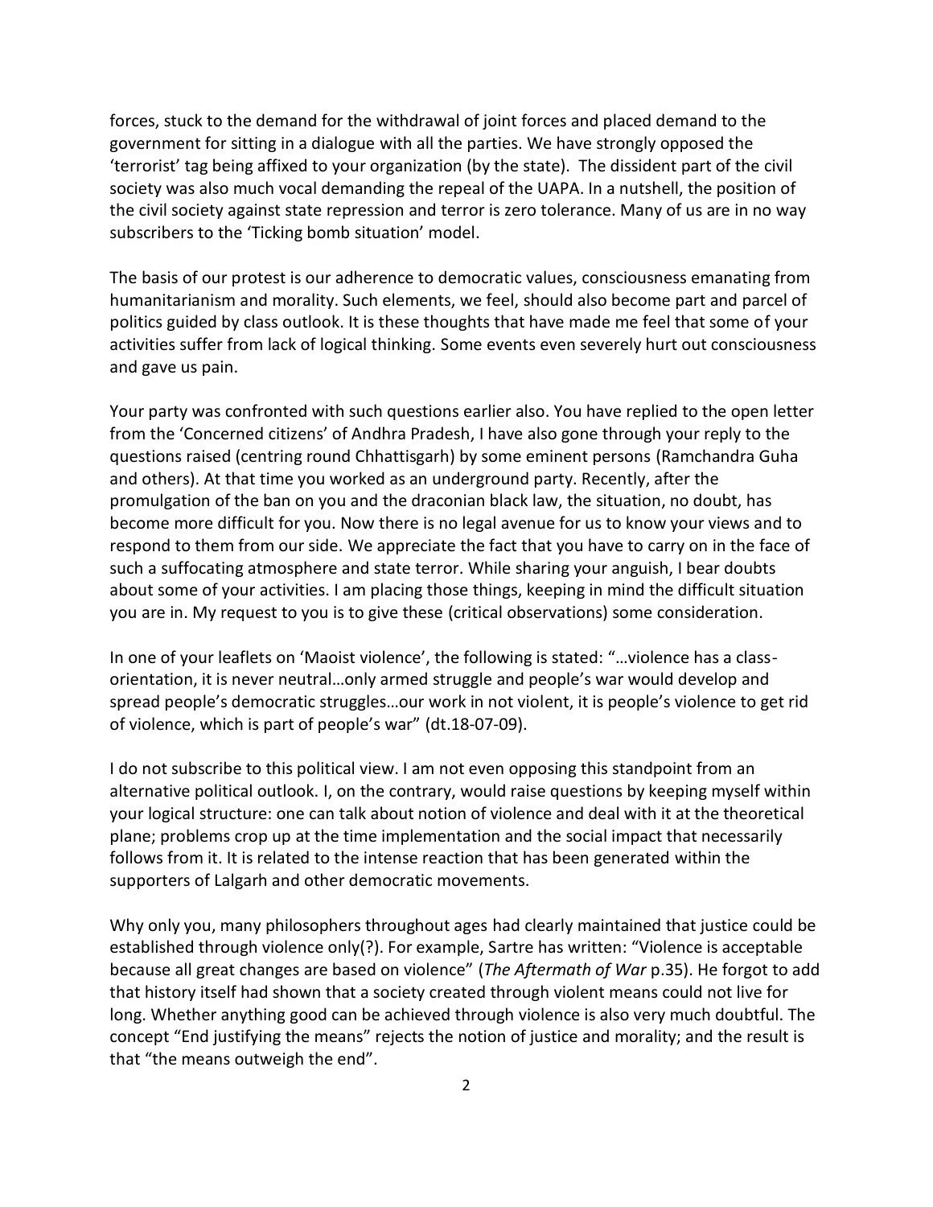forces, stuck to the demand for the withdrawal of joint forces and placed demand to the government for sitting in a dialogue with all the parties. We have strongly opposed the 'terrorist' tag being affixed to your organization (by the state). The dissident part of the civil society was also much vocal demanding the repeal of the UAPA. In a nutshell, the position of the civil society against state repression and terror is zero tolerance. Many of us are in no way subscribers to the 'Ticking bomb situation' model.

The basis of our protest is our adherence to democratic values, consciousness emanating from humanitarianism and morality. Such elements, we feel, should also become part and parcel of politics guided by class outlook. It is these thoughts that have made me feel that some of your activities suffer from lack of logical thinking. Some events even severely hurt out consciousness and gave us pain.

Your party was confronted with such questions earlier also. You have replied to the open letter from the 'Concerned citizens' of Andhra Pradesh, I have also gone through your reply to the questions raised (centring round Chhattisgarh) by some eminent persons (Ramchandra Guha and others). At that time you worked as an underground party. Recently, after the promulgation of the ban on you and the draconian black law, the situation, no doubt, has become more difficult for you. Now there is no legal avenue for us to know your views and to respond to them from our side. We appreciate the fact that you have to carry on in the face of such a suffocating atmosphere and state terror. While sharing your anguish, I bear doubts about some of your activities. I am placing those things, keeping in mind the difficult situation you are in. My request to you is to give these (critical observations) some consideration.

In one of your leaflets on 'Maoist violence', the following is stated: "…violence has a class-orientation, it is never neutral…only armed struggle and people's war would develop and spread people's democratic struggles…our work in not violent, it is people's violence to get rid of violence, which is part of people's war" (dt.18-07-09).

I do not subscribe to this political view. I am not even opposing this standpoint from an alternative political outlook. I, on the contrary, would raise questions by keeping myself within your logical structure: one can talk about notion of violence and deal with it at the theoretical plane; problems crop up at the time implementation and the social impact that necessarily follows from it. It is related to the intense reaction that has been generated within the supporters of Lalgarh and other democratic movements.

Why only you, many philosophers throughout ages had clearly maintained that justice could be established through violence only(?). For example, Sartre has written: "Violence is acceptable because all great changes are based on violence" (*The Aftermath of War* p.35). He forgot to add that history itself had shown that a society created through violent means could not live for long. Whether anything good can be achieved through violence is also very much doubtful. The concept "End justifying the means" rejects the notion of justice and morality; and the result is that "the means outweigh the end".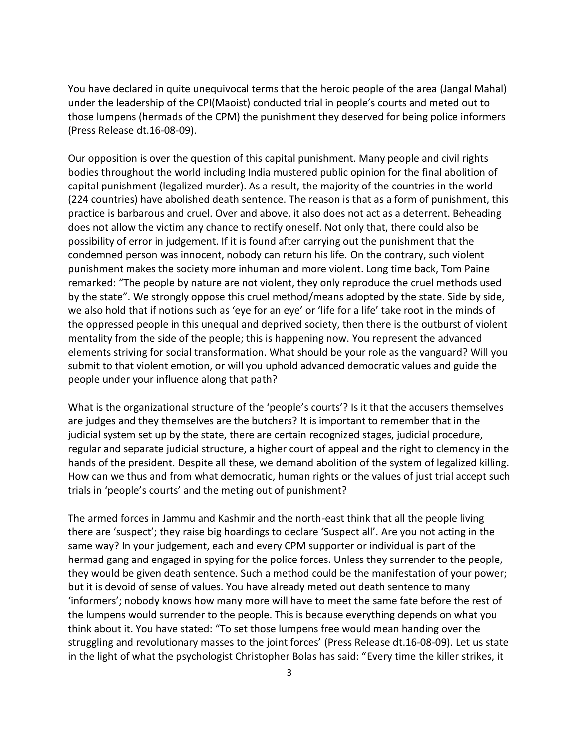You have declared in quite unequivocal terms that the heroic people of the area (Jangal Mahal) under the leadership of the CPI(Maoist) conducted trial in people's courts and meted out to those lumpens (hermads of the CPM) the punishment they deserved for being police informers (Press Release dt.16-08-09).

Our opposition is over the question of this capital punishment. Many people and civil rights bodies throughout the world including India mustered public opinion for the final abolition of capital punishment (legalized murder). As a result, the majority of the countries in the world (224 countries) have abolished death sentence. The reason is that as a form of punishment, this practice is barbarous and cruel. Over and above, it also does not act as a deterrent. Beheading does not allow the victim any chance to rectify oneself. Not only that, there could also be possibility of error in judgement. If it is found after carrying out the punishment that the condemned person was innocent, nobody can return his life. On the contrary, such violent punishment makes the society more inhuman and more violent. Long time back, Tom Paine remarked: "The people by nature are not violent, they only reproduce the cruel methods used by the state". We strongly oppose this cruel method/means adopted by the state. Side by side, we also hold that if notions such as 'eye for an eye' or 'life for a life' take root in the minds of the oppressed people in this unequal and deprived society, then there is the outburst of violent mentality from the side of the people; this is happening now. You represent the advanced elements striving for social transformation. What should be your role as the vanguard? Will you submit to that violent emotion, or will you uphold advanced democratic values and guide the people under your influence along that path?

What is the organizational structure of the 'people's courts'? Is it that the accusers themselves are judges and they themselves are the butchers? It is important to remember that in the judicial system set up by the state, there are certain recognized stages, judicial procedure, regular and separate judicial structure, a higher court of appeal and the right to clemency in the hands of the president. Despite all these, we demand abolition of the system of legalized killing. How can we thus and from what democratic, human rights or the values of just trial accept such trials in 'people's courts' and the meting out of punishment?

The armed forces in Jammu and Kashmir and the north-east think that all the people living there are 'suspect'; they raise big hoardings to declare 'Suspect all'. Are you not acting in the same way? In your judgement, each and every CPM supporter or individual is part of the hermad gang and engaged in spying for the police forces. Unless they surrender to the people, they would be given death sentence. Such a method could be the manifestation of your power; but it is devoid of sense of values. You have already meted out death sentence to many 'informers'; nobody knows how many more will have to meet the same fate before the rest of the lumpens would surrender to the people. This is because everything depends on what you think about it. You have stated: "To set those lumpens free would mean handing over the struggling and revolutionary masses to the joint forces' (Press Release dt.16-08-09). Let us state in the light of what the psychologist Christopher Bolas has said: "Every time the killer strikes, it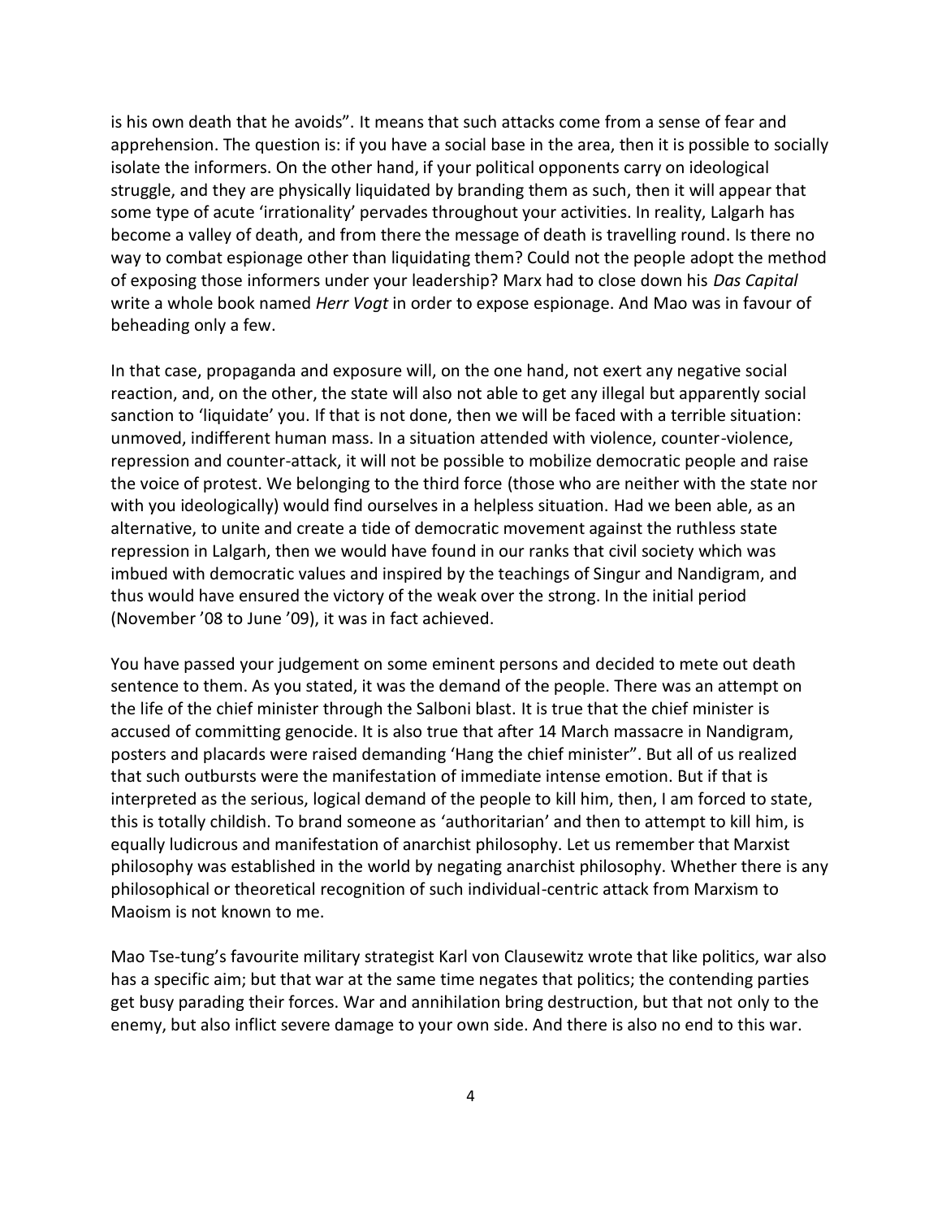is his own death that he avoids". It means that such attacks come from a sense of fear and apprehension. The question is: if you have a social base in the area, then it is possible to socially isolate the informers. On the other hand, if your political opponents carry on ideological struggle, and they are physically liquidated by branding them as such, then it will appear that some type of acute 'irrationality' pervades throughout your activities. In reality, Lalgarh has become a valley of death, and from there the message of death is travelling round. Is there no way to combat espionage other than liquidating them? Could not the people adopt the method of exposing those informers under your leadership? Marx had to close down his *Das Capital* write a whole book named *Herr Vogt* in order to expose espionage. And Mao was in favour of beheading only a few.

In that case, propaganda and exposure will, on the one hand, not exert any negative social reaction, and, on the other, the state will also not able to get any illegal but apparently social sanction to 'liquidate' you. If that is not done, then we will be faced with a terrible situation: unmoved, indifferent human mass. In a situation attended with violence, counter-violence, repression and counter-attack, it will not be possible to mobilize democratic people and raise the voice of protest. We belonging to the third force (those who are neither with the state nor with you ideologically) would find ourselves in a helpless situation. Had we been able, as an alternative, to unite and create a tide of democratic movement against the ruthless state repression in Lalgarh, then we would have found in our ranks that civil society which was imbued with democratic values and inspired by the teachings of Singur and Nandigram, and thus would have ensured the victory of the weak over the strong. In the initial period (November '08 to June '09), it was in fact achieved.

You have passed your judgement on some eminent persons and decided to mete out death sentence to them. As you stated, it was the demand of the people. There was an attempt on the life of the chief minister through the Salboni blast. It is true that the chief minister is accused of committing genocide. It is also true that after 14 March massacre in Nandigram, posters and placards were raised demanding 'Hang the chief minister". But all of us realized that such outbursts were the manifestation of immediate intense emotion. But if that is interpreted as the serious, logical demand of the people to kill him, then, I am forced to state, this is totally childish. To brand someone as 'authoritarian' and then to attempt to kill him, is equally ludicrous and manifestation of anarchist philosophy. Let us remember that Marxist philosophy was established in the world by negating anarchist philosophy. Whether there is any philosophical or theoretical recognition of such individual-centric attack from Marxism to Maoism is not known to me.

Mao Tse-tung's favourite military strategist Karl von Clausewitz wrote that like politics, war also has a specific aim; but that war at the same time negates that politics; the contending parties get busy parading their forces. War and annihilation bring destruction, but that not only to the enemy, but also inflict severe damage to your own side. And there is also no end to this war.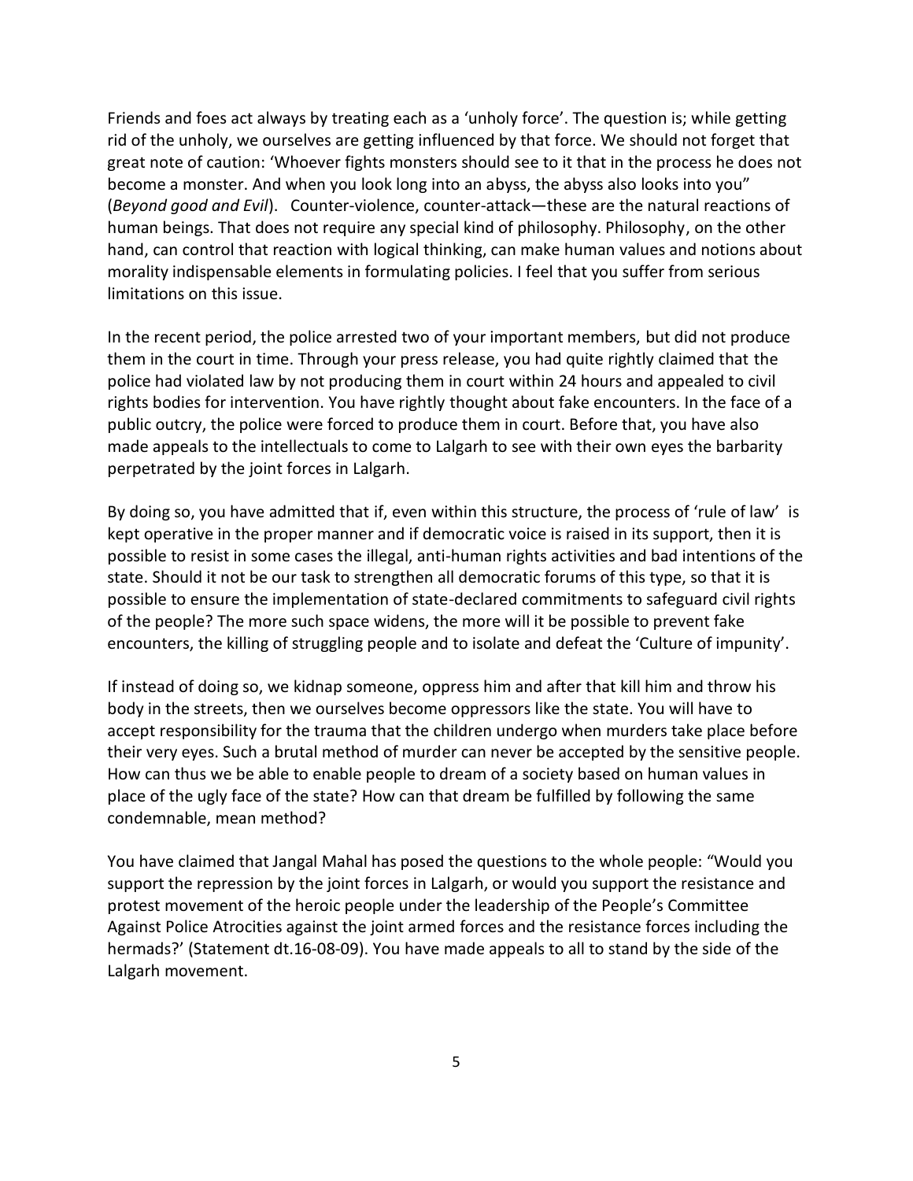Friends and foes act always by treating each as a 'unholy force'. The question is; while getting rid of the unholy, we ourselves are getting influenced by that force. We should not forget that great note of caution: 'Whoever fights monsters should see to it that in the process he does not become a monster. And when you look long into an abyss, the abyss also looks into you" (*Beyond good and Evil*). Counter-violence, counter-attack—these are the natural reactions of human beings. That does not require any special kind of philosophy. Philosophy, on the other hand, can control that reaction with logical thinking, can make human values and notions about morality indispensable elements in formulating policies. I feel that you suffer from serious limitations on this issue.

In the recent period, the police arrested two of your important members, but did not produce them in the court in time. Through your press release, you had quite rightly claimed that the police had violated law by not producing them in court within 24 hours and appealed to civil rights bodies for intervention. You have rightly thought about fake encounters. In the face of a public outcry, the police were forced to produce them in court. Before that, you have also made appeals to the intellectuals to come to Lalgarh to see with their own eyes the barbarity perpetrated by the joint forces in Lalgarh.

By doing so, you have admitted that if, even within this structure, the process of 'rule of law' is kept operative in the proper manner and if democratic voice is raised in its support, then it is possible to resist in some cases the illegal, anti-human rights activities and bad intentions of the state. Should it not be our task to strengthen all democratic forums of this type, so that it is possible to ensure the implementation of state-declared commitments to safeguard civil rights of the people? The more such space widens, the more will it be possible to prevent fake encounters, the killing of struggling people and to isolate and defeat the 'Culture of impunity'.

If instead of doing so, we kidnap someone, oppress him and after that kill him and throw his body in the streets, then we ourselves become oppressors like the state. You will have to accept responsibility for the trauma that the children undergo when murders take place before their very eyes. Such a brutal method of murder can never be accepted by the sensitive people. How can thus we be able to enable people to dream of a society based on human values in place of the ugly face of the state? How can that dream be fulfilled by following the same condemnable, mean method?

You have claimed that Jangal Mahal has posed the questions to the whole people: "Would you support the repression by the joint forces in Lalgarh, or would you support the resistance and protest movement of the heroic people under the leadership of the People's Committee Against Police Atrocities against the joint armed forces and the resistance forces including the hermads?' (Statement dt.16-08-09). You have made appeals to all to stand by the side of the Lalgarh movement.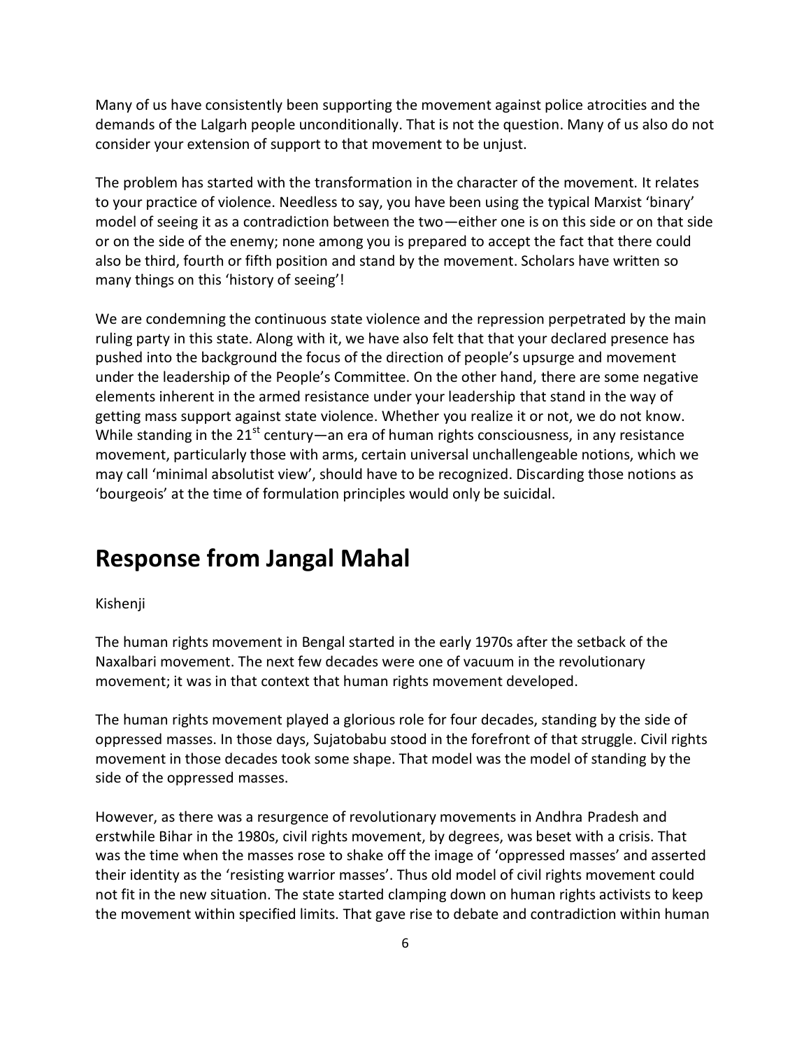Many of us have consistently been supporting the movement against police atrocities and the demands of the Lalgarh people unconditionally. That is not the question. Many of us also do not consider your extension of support to that movement to be unjust.

The problem has started with the transformation in the character of the movement. It relates to your practice of violence. Needless to say, you have been using the typical Marxist 'binary' model of seeing it as a contradiction between the two—either one is on this side or on that side or on the side of the enemy; none among you is prepared to accept the fact that there could also be third, fourth or fifth position and stand by the movement. Scholars have written so many things on this 'history of seeing'!

We are condemning the continuous state violence and the repression perpetrated by the main ruling party in this state. Along with it, we have also felt that that your declared presence has pushed into the background the focus of the direction of people's upsurge and movement under the leadership of the People's Committee. On the other hand, there are some negative elements inherent in the armed resistance under your leadership that stand in the way of getting mass support against state violence. Whether you realize it or not, we do not know. While standing in the 21st century—an era of human rights consciousness, in any resistance movement, particularly those with arms, certain universal unchallengeable notions, which we may call 'minimal absolutist view', should have to be recognized. Discarding those notions as 'bourgeois' at the time of formulation principles would only be suicidal.

## Response from Jangal Mahal

Kishenji

The human rights movement in Bengal started in the early 1970s after the setback of the Naxalbari movement. The next few decades were one of vacuum in the revolutionary movement; it was in that context that human rights movement developed.

The human rights movement played a glorious role for four decades, standing by the side of oppressed masses. In those days, Sujatobabu stood in the forefront of that struggle. Civil rights movement in those decades took some shape. That model was the model of standing by the side of the oppressed masses.

However, as there was a resurgence of revolutionary movements in Andhra Pradesh and erstwhile Bihar in the 1980s, civil rights movement, by degrees, was beset with a crisis. That was the time when the masses rose to shake off the image of 'oppressed masses' and asserted their identity as the 'resisting warrior masses'. Thus old model of civil rights movement could not fit in the new situation. The state started clamping down on human rights activists to keep the movement within specified limits. That gave rise to debate and contradiction within human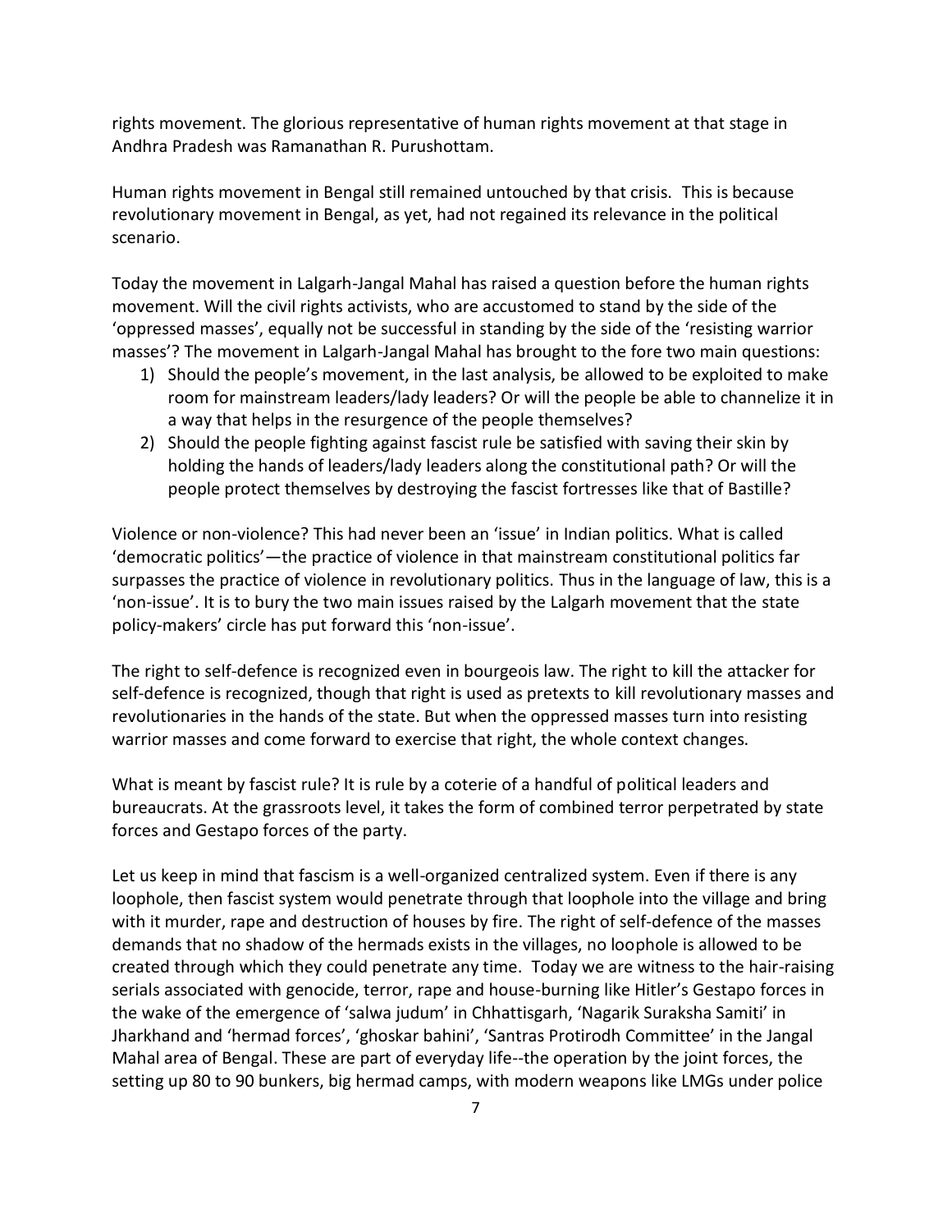rights movement. The glorious representative of human rights movement at that stage in Andhra Pradesh was Ramanathan R. Purushottam.

Human rights movement in Bengal still remained untouched by that crisis. This is because revolutionary movement in Bengal, as yet, had not regained its relevance in the political scenario.

Today the movement in Lalgarh-Jangal Mahal has raised a question before the human rights movement. Will the civil rights activists, who are accustomed to stand by the side of the 'oppressed masses', equally not be successful in standing by the side of the 'resisting warrior masses'? The movement in Lalgarh-Jangal Mahal has brought to the fore two main questions:

1) Should the people's movement, in the last analysis, be allowed to be exploited to make room for mainstream leaders/lady leaders? Or will the people be able to channelize it in a way that helps in the resurgence of the people themselves?
2) Should the people fighting against fascist rule be satisfied with saving their skin by holding the hands of leaders/lady leaders along the constitutional path? Or will the people protect themselves by destroying the fascist fortresses like that of Bastille?

Violence or non-violence? This had never been an 'issue' in Indian politics. What is called 'democratic politics'—the practice of violence in that mainstream constitutional politics far surpasses the practice of violence in revolutionary politics. Thus in the language of law, this is a 'non-issue'. It is to bury the two main issues raised by the Lalgarh movement that the state policy-makers' circle has put forward this 'non-issue'.

The right to self-defence is recognized even in bourgeois law. The right to kill the attacker for self-defence is recognized, though that right is used as pretexts to kill revolutionary masses and revolutionaries in the hands of the state. But when the oppressed masses turn into resisting warrior masses and come forward to exercise that right, the whole context changes.

What is meant by fascist rule? It is rule by a coterie of a handful of political leaders and bureaucrats. At the grassroots level, it takes the form of combined terror perpetrated by state forces and Gestapo forces of the party.

Let us keep in mind that fascism is a well-organized centralized system. Even if there is any loophole, then fascist system would penetrate through that loophole into the village and bring with it murder, rape and destruction of houses by fire. The right of self-defence of the masses demands that no shadow of the hermads exists in the villages, no loophole is allowed to be created through which they could penetrate any time. Today we are witness to the hair-raising serials associated with genocide, terror, rape and house-burning like Hitler's Gestapo forces in the wake of the emergence of 'salwa judum' in Chhattisgarh, 'Nagarik Suraksha Samiti' in Jharkhand and 'hermad forces', 'ghoskar bahini', 'Santras Protirodh Committee' in the Jangal Mahal area of Bengal. These are part of everyday life--the operation by the joint forces, the setting up 80 to 90 bunkers, big hermad camps, with modern weapons like LMGs under police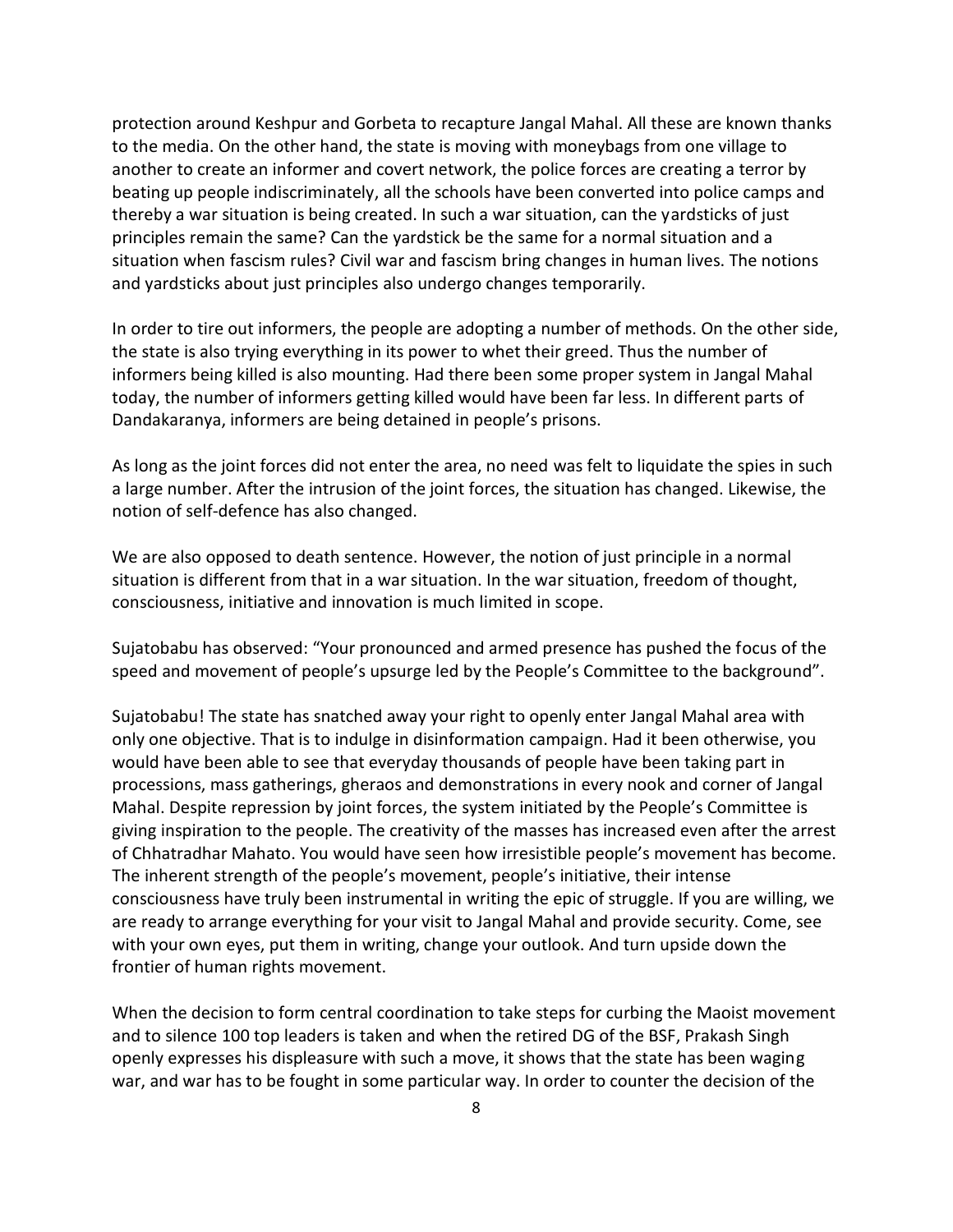protection around Keshpur and Gorbeta to recapture Jangal Mahal. All these are known thanks to the media. On the other hand, the state is moving with moneybags from one village to another to create an informer and covert network, the police forces are creating a terror by beating up people indiscriminately, all the schools have been converted into police camps and thereby a war situation is being created. In such a war situation, can the yardsticks of just principles remain the same? Can the yardstick be the same for a normal situation and a situation when fascism rules? Civil war and fascism bring changes in human lives. The notions and yardsticks about just principles also undergo changes temporarily.

In order to tire out informers, the people are adopting a number of methods. On the other side, the state is also trying everything in its power to whet their greed. Thus the number of informers being killed is also mounting. Had there been some proper system in Jangal Mahal today, the number of informers getting killed would have been far less. In different parts of Dandakaranya, informers are being detained in people's prisons.

As long as the joint forces did not enter the area, no need was felt to liquidate the spies in such a large number. After the intrusion of the joint forces, the situation has changed. Likewise, the notion of self-defence has also changed.

We are also opposed to death sentence. However, the notion of just principle in a normal situation is different from that in a war situation. In the war situation, freedom of thought, consciousness, initiative and innovation is much limited in scope.

Sujatobabu has observed: "Your pronounced and armed presence has pushed the focus of the speed and movement of people's upsurge led by the People's Committee to the background".

Sujatobabu! The state has snatched away your right to openly enter Jangal Mahal area with only one objective. That is to indulge in disinformation campaign. Had it been otherwise, you would have been able to see that everyday thousands of people have been taking part in processions, mass gatherings, gheraos and demonstrations in every nook and corner of Jangal Mahal. Despite repression by joint forces, the system initiated by the People's Committee is giving inspiration to the people. The creativity of the masses has increased even after the arrest of Chhatradhar Mahato. You would have seen how irresistible people's movement has become. The inherent strength of the people's movement, people's initiative, their intense consciousness have truly been instrumental in writing the epic of struggle. If you are willing, we are ready to arrange everything for your visit to Jangal Mahal and provide security. Come, see with your own eyes, put them in writing, change your outlook. And turn upside down the frontier of human rights movement.

When the decision to form central coordination to take steps for curbing the Maoist movement and to silence 100 top leaders is taken and when the retired DG of the BSF, Prakash Singh openly expresses his displeasure with such a move, it shows that the state has been waging war, and war has to be fought in some particular way. In order to counter the decision of the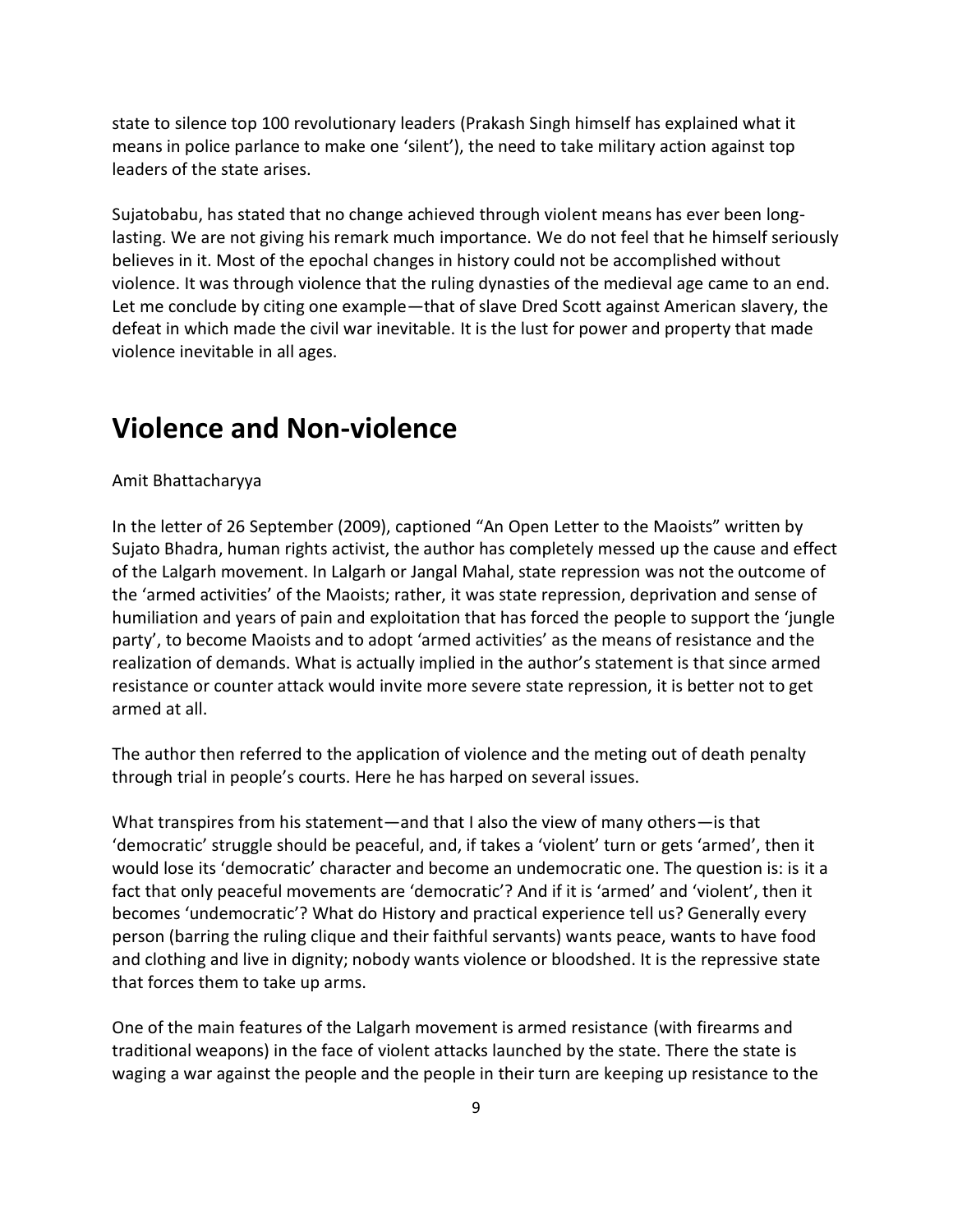state to silence top 100 revolutionary leaders (Prakash Singh himself has explained what it means in police parlance to make one 'silent'), the need to take military action against top leaders of the state arises.

Sujatobabu, has stated that no change achieved through violent means has ever been long-lasting. We are not giving his remark much importance. We do not feel that he himself seriously believes in it. Most of the epochal changes in history could not be accomplished without violence. It was through violence that the ruling dynasties of the medieval age came to an end. Let me conclude by citing one example—that of slave Dred Scott against American slavery, the defeat in which made the civil war inevitable. It is the lust for power and property that made violence inevitable in all ages.

# Violence and Non-violence

Amit Bhattacharyya

In the letter of 26 September (2009), captioned "An Open Letter to the Maoists" written by Sujato Bhadra, human rights activist, the author has completely messed up the cause and effect of the Lalgarh movement. In Lalgarh or Jangal Mahal, state repression was not the outcome of the 'armed activities' of the Maoists; rather, it was state repression, deprivation and sense of humiliation and years of pain and exploitation that has forced the people to support the 'jungle party', to become Maoists and to adopt 'armed activities' as the means of resistance and the realization of demands. What is actually implied in the author's statement is that since armed resistance or counter attack would invite more severe state repression, it is better not to get armed at all.

The author then referred to the application of violence and the meting out of death penalty through trial in people's courts. Here he has harped on several issues.

What transpires from his statement—and that I also the view of many others—is that 'democratic' struggle should be peaceful, and, if takes a 'violent' turn or gets 'armed', then it would lose its 'democratic' character and become an undemocratic one. The question is: is it a fact that only peaceful movements are 'democratic'? And if it is 'armed' and 'violent', then it becomes 'undemocratic'? What do History and practical experience tell us? Generally every person (barring the ruling clique and their faithful servants) wants peace, wants to have food and clothing and live in dignity; nobody wants violence or bloodshed. It is the repressive state that forces them to take up arms.

One of the main features of the Lalgarh movement is armed resistance (with firearms and traditional weapons) in the face of violent attacks launched by the state. There the state is waging a war against the people and the people in their turn are keeping up resistance to the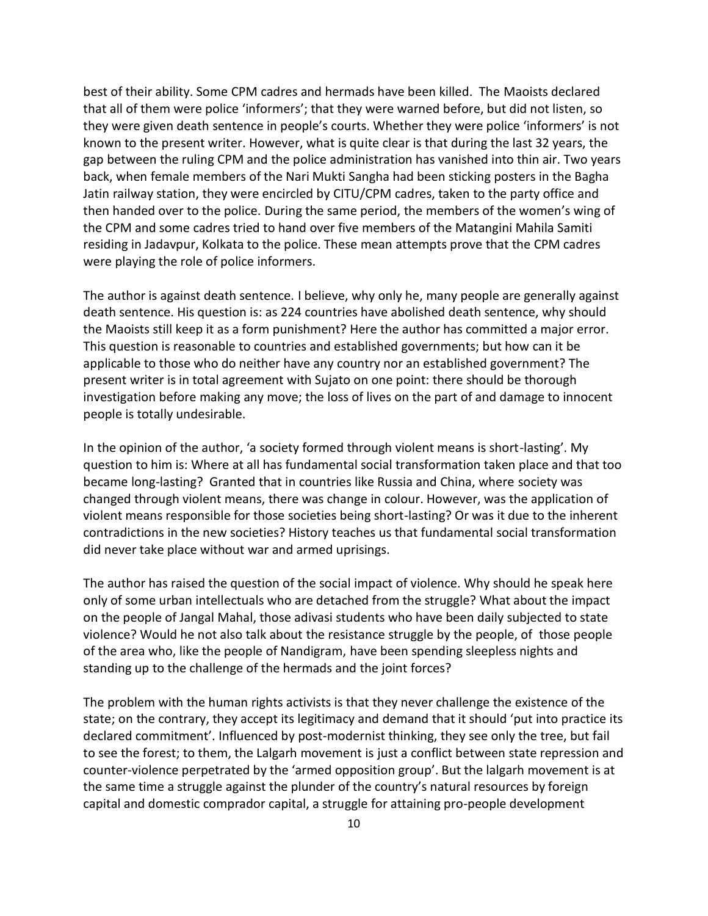best of their ability. Some CPM cadres and hermads have been killed. The Maoists declared that all of them were police 'informers'; that they were warned before, but did not listen, so they were given death sentence in people's courts. Whether they were police 'informers' is not known to the present writer. However, what is quite clear is that during the last 32 years, the gap between the ruling CPM and the police administration has vanished into thin air. Two years back, when female members of the Nari Mukti Sangha had been sticking posters in the Bagha Jatin railway station, they were encircled by CITU/CPM cadres, taken to the party office and then handed over to the police. During the same period, the members of the women's wing of the CPM and some cadres tried to hand over five members of the Matangini Mahila Samiti residing in Jadavpur, Kolkata to the police. These mean attempts prove that the CPM cadres were playing the role of police informers.

The author is against death sentence. I believe, why only he, many people are generally against death sentence. His question is: as 224 countries have abolished death sentence, why should the Maoists still keep it as a form punishment? Here the author has committed a major error. This question is reasonable to countries and established governments; but how can it be applicable to those who do neither have any country nor an established government? The present writer is in total agreement with Sujato on one point: there should be thorough investigation before making any move; the loss of lives on the part of and damage to innocent people is totally undesirable.

In the opinion of the author, 'a society formed through violent means is short-lasting'. My question to him is: Where at all has fundamental social transformation taken place and that too became long-lasting? Granted that in countries like Russia and China, where society was changed through violent means, there was change in colour. However, was the application of violent means responsible for those societies being short-lasting? Or was it due to the inherent contradictions in the new societies? History teaches us that fundamental social transformation did never take place without war and armed uprisings.

The author has raised the question of the social impact of violence. Why should he speak here only of some urban intellectuals who are detached from the struggle? What about the impact on the people of Jangal Mahal, those adivasi students who have been daily subjected to state violence? Would he not also talk about the resistance struggle by the people, of those people of the area who, like the people of Nandigram, have been spending sleepless nights and standing up to the challenge of the hermads and the joint forces?

The problem with the human rights activists is that they never challenge the existence of the state; on the contrary, they accept its legitimacy and demand that it should 'put into practice its declared commitment'. Influenced by post-modernist thinking, they see only the tree, but fail to see the forest; to them, the Lalgarh movement is just a conflict between state repression and counter-violence perpetrated by the 'armed opposition group'. But the lalgarh movement is at the same time a struggle against the plunder of the country's natural resources by foreign capital and domestic comprador capital, a struggle for attaining pro-people development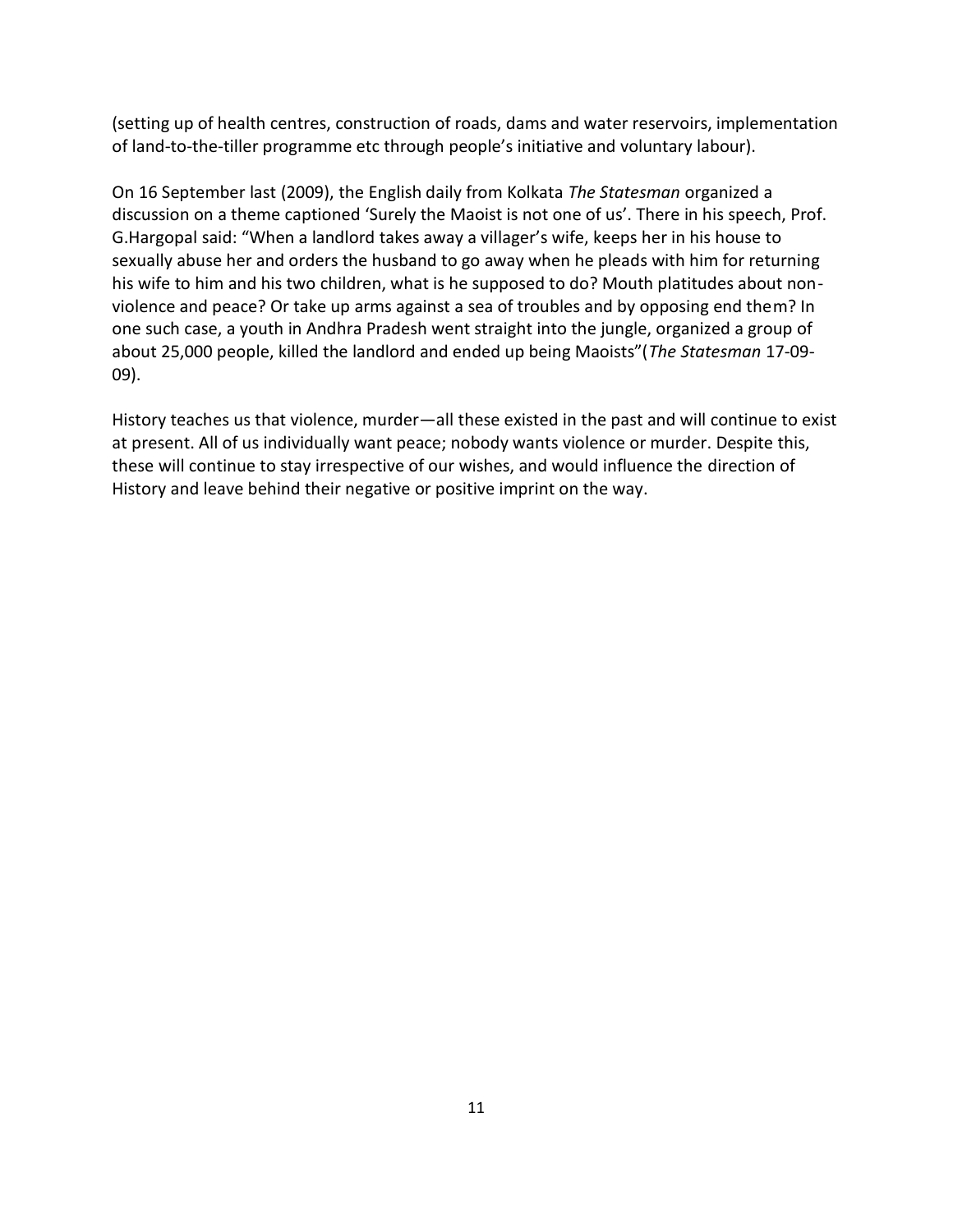(setting up of health centres, construction of roads, dams and water reservoirs, implementation of land-to-the-tiller programme etc through people's initiative and voluntary labour).

On 16 September last (2009), the English daily from Kolkata *The Statesman* organized a discussion on a theme captioned 'Surely the Maoist is not one of us'. There in his speech, Prof. G.Hargopal said: "When a landlord takes away a villager's wife, keeps her in his house to sexually abuse her and orders the husband to go away when he pleads with him for returning his wife to him and his two children, what is he supposed to do? Mouth platitudes about non-violence and peace? Or take up arms against a sea of troubles and by opposing end them? In one such case, a youth in Andhra Pradesh went straight into the jungle, organized a group of about 25,000 people, killed the landlord and ended up being Maoists"(*The Statesman* 17-09-09).

History teaches us that violence, murder—all these existed in the past and will continue to exist at present. All of us individually want peace; nobody wants violence or murder. Despite this, these will continue to stay irrespective of our wishes, and would influence the direction of History and leave behind their negative or positive imprint on the way.